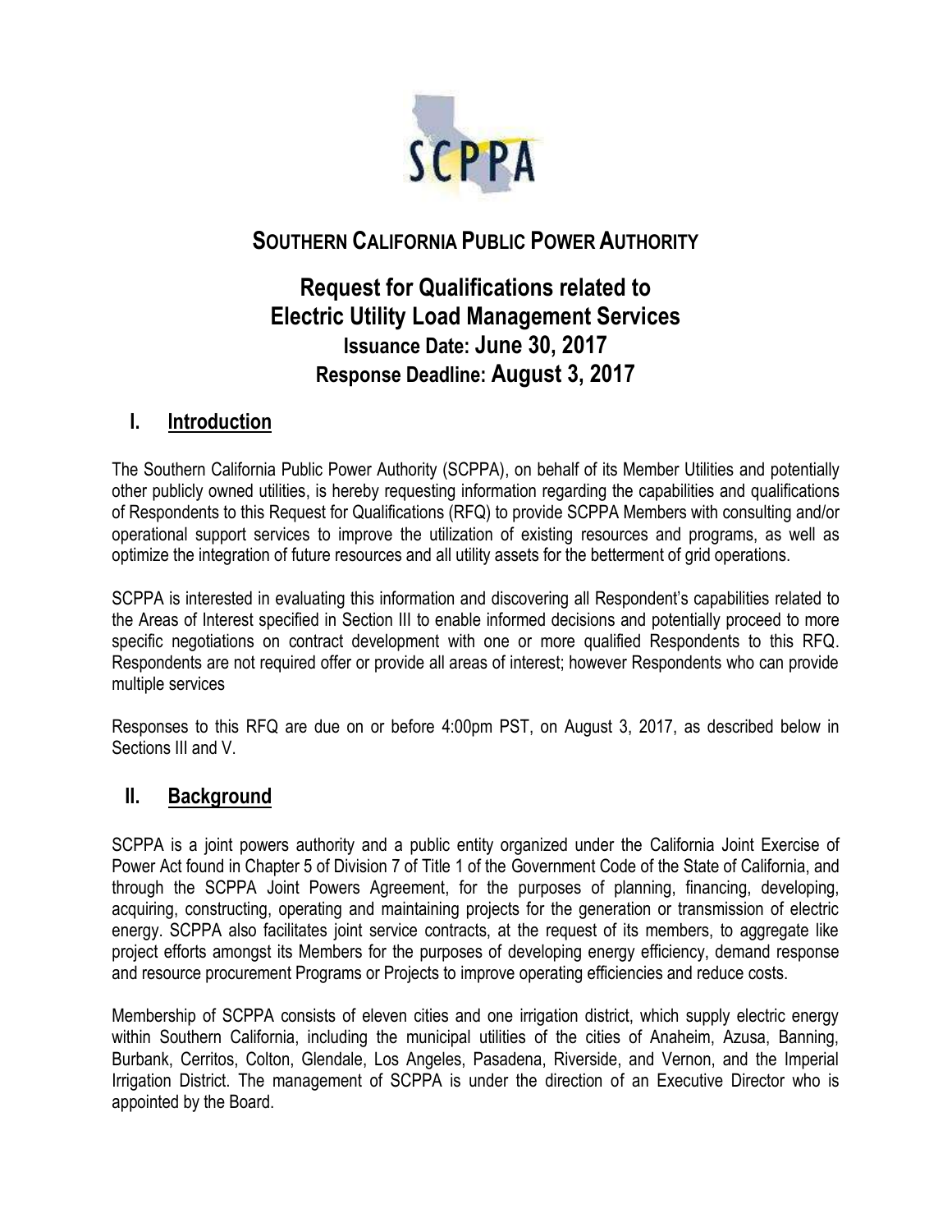# SOUTHERN CALIFORNIA PUBLIC POWER AUTHORITY

## Request for Qualifications related to Electric Utility Load Management Services

### Issuance Date: June 30, 2017

### Response Deadline: August 3, 2017

## I. Introduction

The Southern California Public Power Authority (SCPPA), on behalf of its Member Utilities and potentially other publicly owned utilities, is hereby requesting information regarding the capabilities and qualifications of Respondents to this Request for Qualifications (RFQ) to provide SCPPA Members with consulting and/or operational support services to improve the utilization of existing resources and programs, as well as optimize the integration of future resources and all utility assets for the betterment of grid operations.

SCPPA is interested in evaluating this information and discovering all Respondent's capabilities related to the Areas of Interest specified in Section III to enable informed decisions and potentially proceed to more specific negotiations on contract development with one or more qualified Respondents to this RFQ. Respondents are not required offer or provide all areas of interest; however Respondents who can provide multiple services

Responses to this RFQ are due on or before 4:00pm PST, on August 3, 2017, as described below in Sections III and V.

## II. Background

SCPPA is a joint powers authority and a public entity organized under the California Joint Exercise of Power Act found in Chapter 5 of Division 7 of Title 1 of the Government Code of the State of California, and through the SCPPA Joint Powers Agreement, for the purposes of planning, financing, developing, acquiring, constructing, operating and maintaining projects for the generation or transmission of electric energy. SCPPA also facilitates joint service contracts, at the request of its members, to aggregate like project efforts amongst its Members for the purposes of developing energy efficiency, demand response and resource procurement Programs or Projects to improve operating efficiencies and reduce costs.

Membership of SCPPA consists of eleven cities and one irrigation district, which supply electric energy within Southern California, including the municipal utilities of the cities of Anaheim, Azusa, Banning, Burbank, Cerritos, Colton, Glendale, Los Angeles, Pasadena, Riverside, and Vernon, and the Imperial Irrigation District. The management of SCPPA is under the direction of an Executive Director who is appointed by the Board.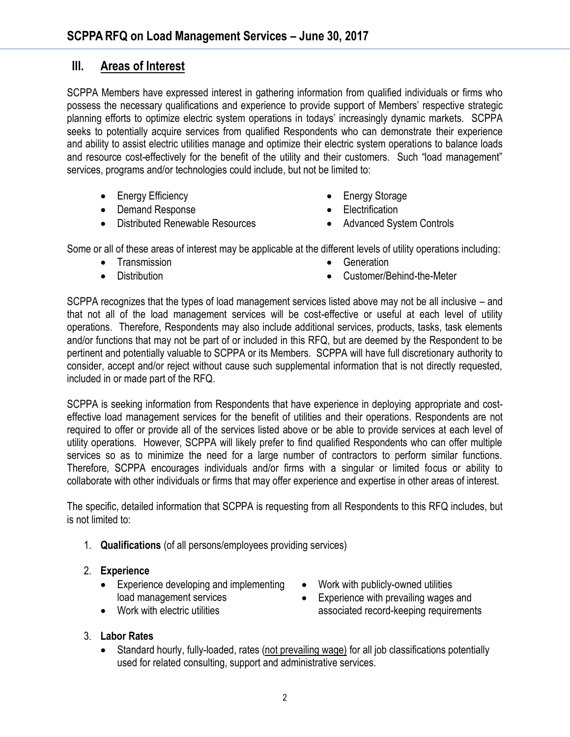## III. Areas of Interest

SCPPA Members have expressed interest in gathering information from qualified individuals or firms who possess the necessary qualifications and experience to provide support of Members' respective strategic planning efforts to optimize electric system operations in todays' increasingly dynamic markets. SCPPA seeks to potentially acquire services from qualified Respondents who can demonstrate their experience and ability to assist electric utilities manage and optimize their electric system operations to balance loads and resource cost-effectively for the benefit of the utility and their customers. Such "load management" services, programs and/or technologies could include, but not be limited to:

- Energy Efficiency
- Demand Response
- Distributed Renewable Resources
- Energy Storage
- Electrification
- Advanced System Controls

Some or all of these areas of interest may be applicable at the different levels of utility operations including:

- Transmission
- Distribution
- Generation
- Customer/Behind-the-Meter

SCPPA recognizes that the types of load management services listed above may not be all inclusive – and that not all of the load management services will be cost-effective or useful at each level of utility operations. Therefore, Respondents may also include additional services, products, tasks, task elements and/or functions that may not be part of or included in this RFQ, but are deemed by the Respondent to be pertinent and potentially valuable to SCPPA or its Members. SCPPA will have full discretionary authority to consider, accept and/or reject without cause such supplemental information that is not directly requested, included in or made part of the RFQ.

SCPPA is seeking information from Respondents that have experience in deploying appropriate and cost-effective load management services for the benefit of utilities and their operations. Respondents are not required to offer or provide all of the services listed above or be able to provide services at each level of utility operations. However, SCPPA will likely prefer to find qualified Respondents who can offer multiple services so as to minimize the need for a large number of contractors to perform similar functions. Therefore, SCPPA encourages individuals and/or firms with a singular or limited focus or ability to collaborate with other individuals or firms that may offer experience and expertise in other areas of interest.

The specific, detailed information that SCPPA is requesting from all Respondents to this RFQ includes, but is not limited to:

1. **Qualifications** (of all persons/employees providing services)

2. **Experience**
   - Experience developing and implementing load management services
   - Work with electric utilities
   - Work with publicly-owned utilities
   - Experience with prevailing wages and associated record-keeping requirements

3. **Labor Rates**
   - Standard hourly, fully-loaded, rates (not prevailing wage) for all job classifications potentially used for related consulting, support and administrative services.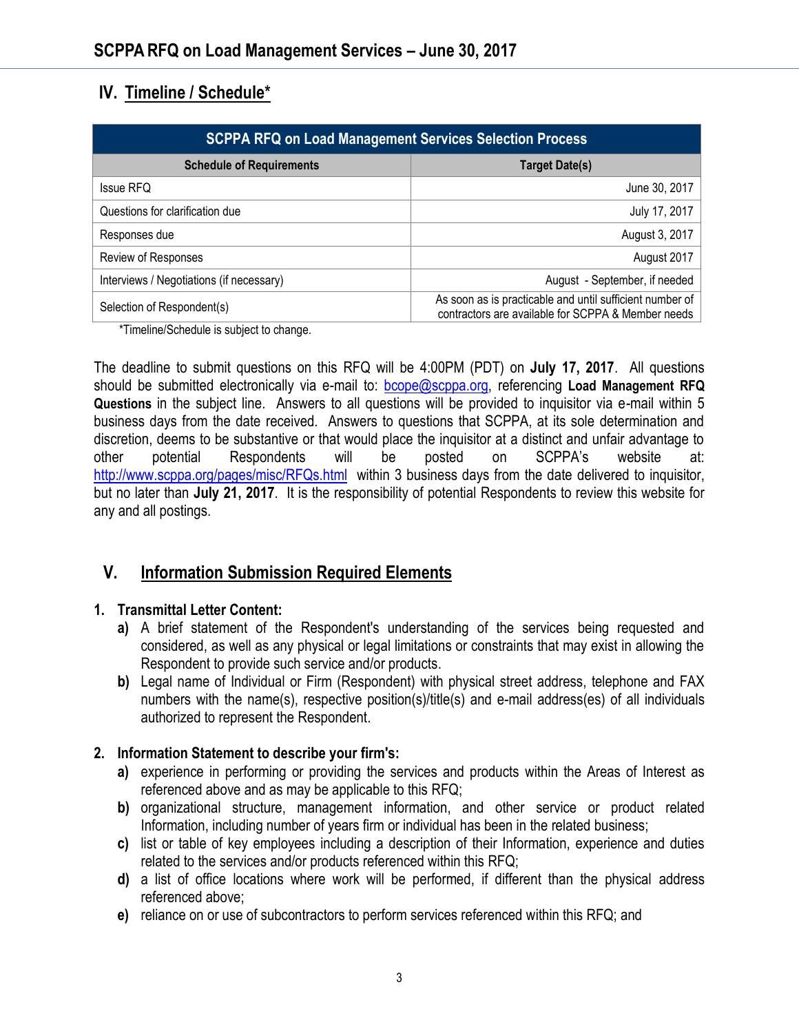## IV. Timeline / Schedule*

| SCPPA RFQ on Load Management Services Selection Process | |
|---|---|
| **Schedule of Requirements** | **Target Date(s)** |
| Issue RFQ | June 30, 2017 |
| Questions for clarification due | July 17, 2017 |
| Responses due | August 3, 2017 |
| Review of Responses | August 2017 |
| Interviews / Negotiations (if necessary) | August - September, if needed |
| Selection of Respondent(s) | As soon as is practicable and until sufficient number of contractors are available for SCPPA & Member needs |

*Timeline/Schedule is subject to change.

The deadline to submit questions on this RFQ will be 4:00PM (PDT) on **July 17, 2017**. All questions should be submitted electronically via e-mail to: bcope@scppa.org, referencing **Load Management RFQ Questions** in the subject line. Answers to all questions will be provided to inquisitor via e-mail within 5 business days from the date received. Answers to questions that SCPPA, at its sole determination and discretion, deems to be substantive or that would place the inquisitor at a distinct and unfair advantage to other potential Respondents will be posted on SCPPA's website at: http://www.scppa.org/pages/misc/RFQs.html within 3 business days from the date delivered to inquisitor, but no later than **July 21, 2017**. It is the responsibility of potential Respondents to review this website for any and all postings.

## V. Information Submission Required Elements

**1. Transmittal Letter Content:**

- **a)** A brief statement of the Respondent's understanding of the services being requested and considered, as well as any physical or legal limitations or constraints that may exist in allowing the Respondent to provide such service and/or products.
- **b)** Legal name of Individual or Firm (Respondent) with physical street address, telephone and FAX numbers with the name(s), respective position(s)/title(s) and e-mail address(es) of all individuals authorized to represent the Respondent.

**2. Information Statement to describe your firm's:**

- **a)** experience in performing or providing the services and products within the Areas of Interest as referenced above and as may be applicable to this RFQ;
- **b)** organizational structure, management information, and other service or product related Information, including number of years firm or individual has been in the related business;
- **c)** list or table of key employees including a description of their Information, experience and duties related to the services and/or products referenced within this RFQ;
- **d)** a list of office locations where work will be performed, if different than the physical address referenced above;
- **e)** reliance on or use of subcontractors to perform services referenced within this RFQ; and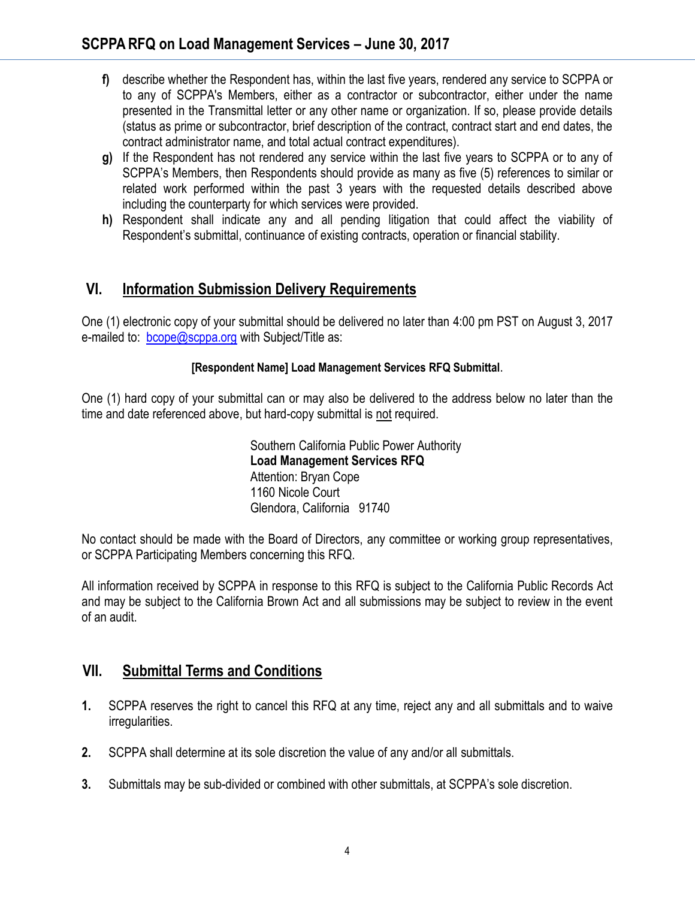f) describe whether the Respondent has, within the last five years, rendered any service to SCPPA or to any of SCPPA's Members, either as a contractor or subcontractor, either under the name presented in the Transmittal letter or any other name or organization. If so, please provide details (status as prime or subcontractor, brief description of the contract, contract start and end dates, the contract administrator name, and total actual contract expenditures).

g) If the Respondent has not rendered any service within the last five years to SCPPA or to any of SCPPA's Members, then Respondents should provide as many as five (5) references to similar or related work performed within the past 3 years with the requested details described above including the counterparty for which services were provided.

h) Respondent shall indicate any and all pending litigation that could affect the viability of Respondent's submittal, continuance of existing contracts, operation or financial stability.

## VI. Information Submission Delivery Requirements

One (1) electronic copy of your submittal should be delivered no later than 4:00 pm PST on August 3, 2017 e-mailed to: bcope@scppa.org with Subject/Title as:

**[Respondent Name] Load Management Services RFQ Submittal**.

One (1) hard copy of your submittal can or may also be delivered to the address below no later than the time and date referenced above, but hard-copy submittal is not required.

Southern California Public Power Authority
**Load Management Services RFQ**
Attention: Bryan Cope
1160 Nicole Court
Glendora, California 91740

No contact should be made with the Board of Directors, any committee or working group representatives, or SCPPA Participating Members concerning this RFQ.

All information received by SCPPA in response to this RFQ is subject to the California Public Records Act and may be subject to the California Brown Act and all submissions may be subject to review in the event of an audit.

## VII. Submittal Terms and Conditions

1. SCPPA reserves the right to cancel this RFQ at any time, reject any and all submittals and to waive irregularities.

2. SCPPA shall determine at its sole discretion the value of any and/or all submittals.

3. Submittals may be sub-divided or combined with other submittals, at SCPPA's sole discretion.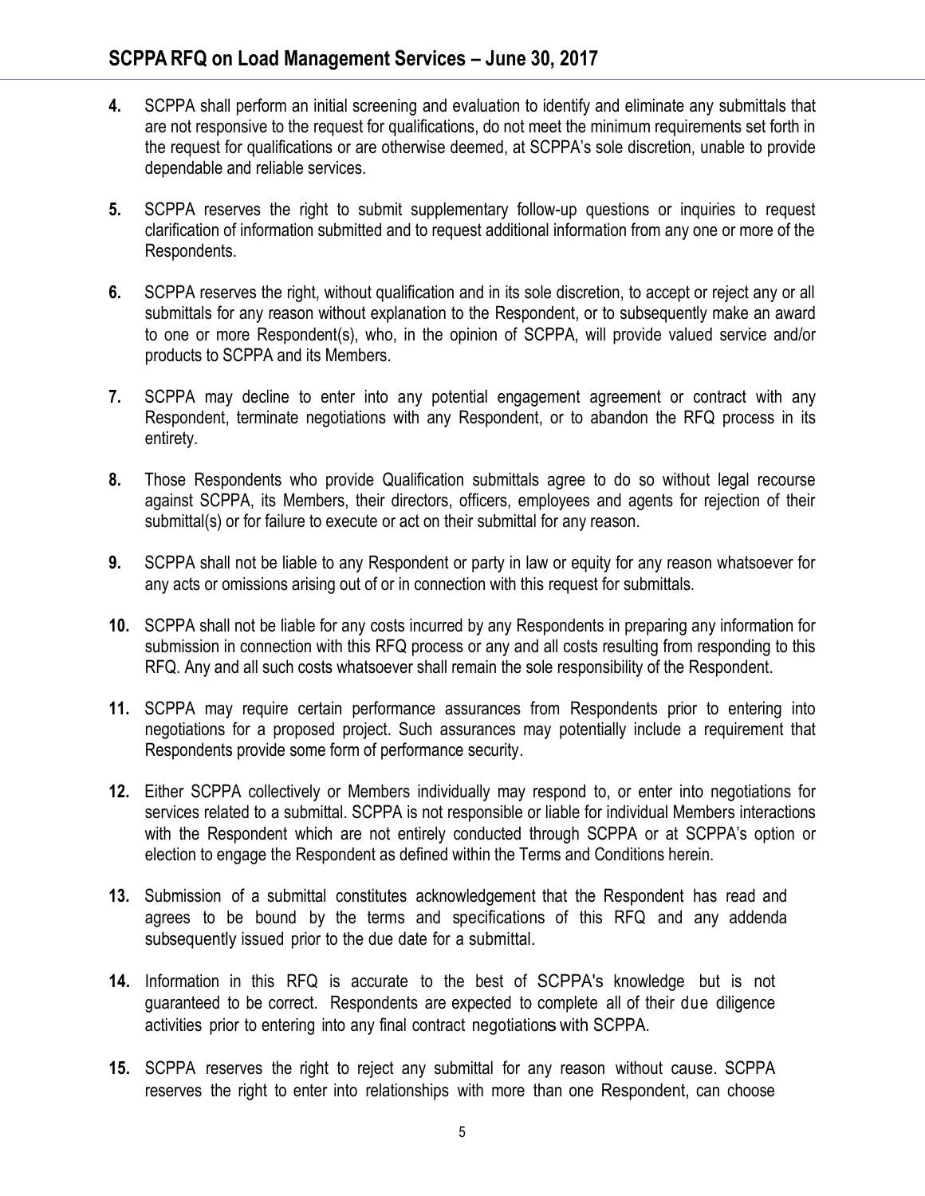4. SCPPA shall perform an initial screening and evaluation to identify and eliminate any submittals that are not responsive to the request for qualifications, do not meet the minimum requirements set forth in the request for qualifications or are otherwise deemed, at SCPPA's sole discretion, unable to provide dependable and reliable services.

5. SCPPA reserves the right to submit supplementary follow-up questions or inquiries to request clarification of information submitted and to request additional information from any one or more of the Respondents.

6. SCPPA reserves the right, without qualification and in its sole discretion, to accept or reject any or all submittals for any reason without explanation to the Respondent, or to subsequently make an award to one or more Respondent(s), who, in the opinion of SCPPA, will provide valued service and/or products to SCPPA and its Members.

7. SCPPA may decline to enter into any potential engagement agreement or contract with any Respondent, terminate negotiations with any Respondent, or to abandon the RFQ process in its entirety.

8. Those Respondents who provide Qualification submittals agree to do so without legal recourse against SCPPA, its Members, their directors, officers, employees and agents for rejection of their submittal(s) or for failure to execute or act on their submittal for any reason.

9. SCPPA shall not be liable to any Respondent or party in law or equity for any reason whatsoever for any acts or omissions arising out of or in connection with this request for submittals.

10. SCPPA shall not be liable for any costs incurred by any Respondents in preparing any information for submission in connection with this RFQ process or any and all costs resulting from responding to this RFQ. Any and all such costs whatsoever shall remain the sole responsibility of the Respondent.

11. SCPPA may require certain performance assurances from Respondents prior to entering into negotiations for a proposed project. Such assurances may potentially include a requirement that Respondents provide some form of performance security.

12. Either SCPPA collectively or Members individually may respond to, or enter into negotiations for services related to a submittal. SCPPA is not responsible or liable for individual Members interactions with the Respondent which are not entirely conducted through SCPPA or at SCPPA's option or election to engage the Respondent as defined within the Terms and Conditions herein.

13. Submission of a submittal constitutes acknowledgement that the Respondent has read and agrees to be bound by the terms and specifications of this RFQ and any addenda subsequently issued prior to the due date for a submittal.

14. Information in this RFQ is accurate to the best of SCPPA's knowledge but is not guaranteed to be correct. Respondents are expected to complete all of their due diligence activities prior to entering into any final contract negotiations with SCPPA.

15. SCPPA reserves the right to reject any submittal for any reason without cause. SCPPA reserves the right to enter into relationships with more than one Respondent, can choose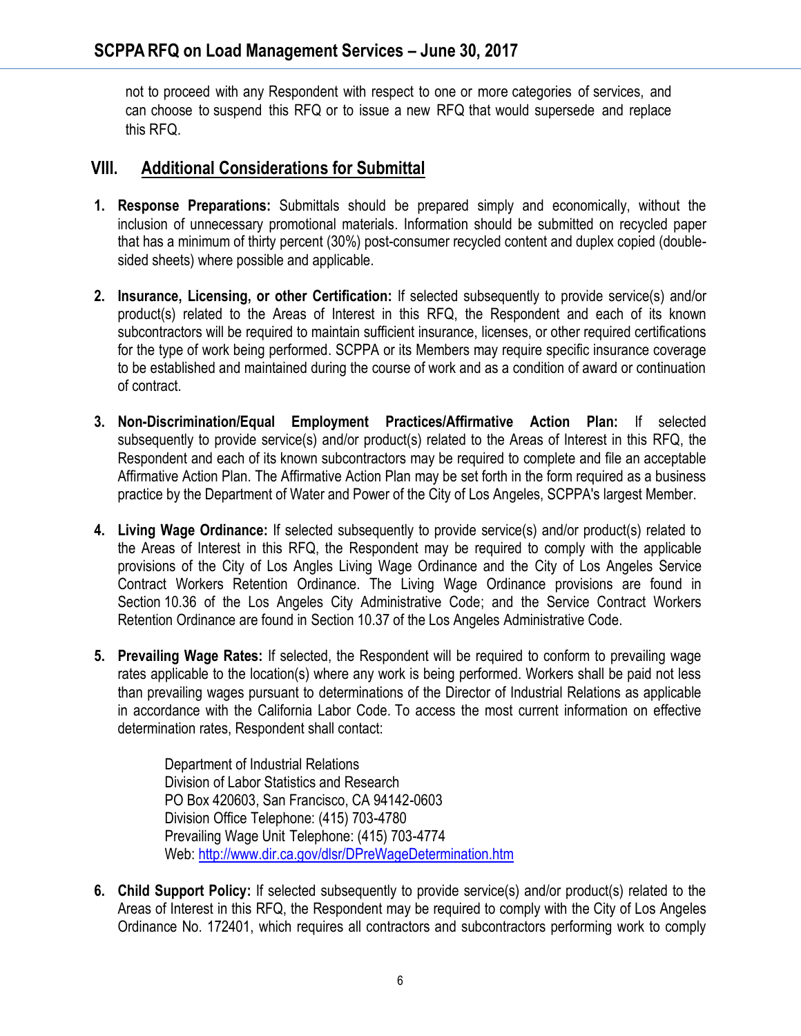not to proceed with any Respondent with respect to one or more categories of services, and can choose to suspend this RFQ or to issue a new RFQ that would supersede and replace this RFQ.

## VIII. Additional Considerations for Submittal

1. **Response Preparations:** Submittals should be prepared simply and economically, without the inclusion of unnecessary promotional materials. Information should be submitted on recycled paper that has a minimum of thirty percent (30%) post-consumer recycled content and duplex copied (double-sided sheets) where possible and applicable.

2. **Insurance, Licensing, or other Certification:** If selected subsequently to provide service(s) and/or product(s) related to the Areas of Interest in this RFQ, the Respondent and each of its known subcontractors will be required to maintain sufficient insurance, licenses, or other required certifications for the type of work being performed. SCPPA or its Members may require specific insurance coverage to be established and maintained during the course of work and as a condition of award or continuation of contract.

3. **Non-Discrimination/Equal Employment Practices/Affirmative Action Plan:** If selected subsequently to provide service(s) and/or product(s) related to the Areas of Interest in this RFQ, the Respondent and each of its known subcontractors may be required to complete and file an acceptable Affirmative Action Plan. The Affirmative Action Plan may be set forth in the form required as a business practice by the Department of Water and Power of the City of Los Angeles, SCPPA's largest Member.

4. **Living Wage Ordinance:** If selected subsequently to provide service(s) and/or product(s) related to the Areas of Interest in this RFQ, the Respondent may be required to comply with the applicable provisions of the City of Los Angles Living Wage Ordinance and the City of Los Angeles Service Contract Workers Retention Ordinance. The Living Wage Ordinance provisions are found in Section 10.36 of the Los Angeles City Administrative Code; and the Service Contract Workers Retention Ordinance are found in Section 10.37 of the Los Angeles Administrative Code.

5. **Prevailing Wage Rates:** If selected, the Respondent will be required to conform to prevailing wage rates applicable to the location(s) where any work is being performed. Workers shall be paid not less than prevailing wages pursuant to determinations of the Director of Industrial Relations as applicable in accordance with the California Labor Code. To access the most current information on effective determination rates, Respondent shall contact:

   Department of Industrial Relations
   Division of Labor Statistics and Research
   PO Box 420603, San Francisco, CA 94142-0603
   Division Office Telephone: (415) 703-4780
   Prevailing Wage Unit Telephone: (415) 703-4774
   Web: http://www.dir.ca.gov/dlsr/DPreWageDetermination.htm

6. **Child Support Policy:** If selected subsequently to provide service(s) and/or product(s) related to the Areas of Interest in this RFQ, the Respondent may be required to comply with the City of Los Angeles Ordinance No. 172401, which requires all contractors and subcontractors performing work to comply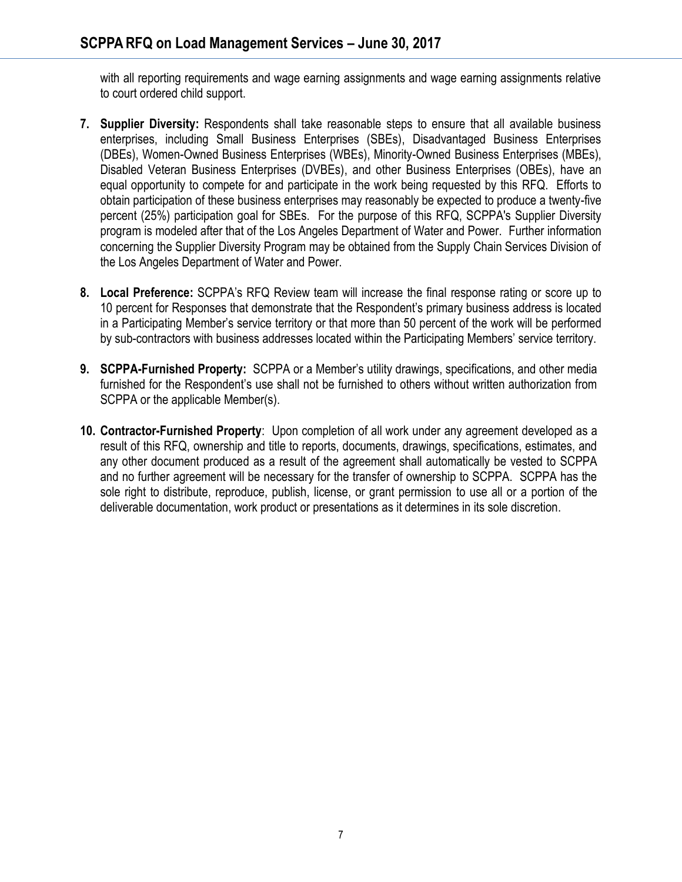with all reporting requirements and wage earning assignments and wage earning assignments relative to court ordered child support.

7. **Supplier Diversity:** Respondents shall take reasonable steps to ensure that all available business enterprises, including Small Business Enterprises (SBEs), Disadvantaged Business Enterprises (DBEs), Women-Owned Business Enterprises (WBEs), Minority-Owned Business Enterprises (MBEs), Disabled Veteran Business Enterprises (DVBEs), and other Business Enterprises (OBEs), have an equal opportunity to compete for and participate in the work being requested by this RFQ. Efforts to obtain participation of these business enterprises may reasonably be expected to produce a twenty-five percent (25%) participation goal for SBEs. For the purpose of this RFQ, SCPPA's Supplier Diversity program is modeled after that of the Los Angeles Department of Water and Power. Further information concerning the Supplier Diversity Program may be obtained from the Supply Chain Services Division of the Los Angeles Department of Water and Power.

8. **Local Preference:** SCPPA's RFQ Review team will increase the final response rating or score up to 10 percent for Responses that demonstrate that the Respondent's primary business address is located in a Participating Member's service territory or that more than 50 percent of the work will be performed by sub-contractors with business addresses located within the Participating Members' service territory.

9. **SCPPA-Furnished Property:** SCPPA or a Member's utility drawings, specifications, and other media furnished for the Respondent's use shall not be furnished to others without written authorization from SCPPA or the applicable Member(s).

10. **Contractor-Furnished Property**: Upon completion of all work under any agreement developed as a result of this RFQ, ownership and title to reports, documents, drawings, specifications, estimates, and any other document produced as a result of the agreement shall automatically be vested to SCPPA and no further agreement will be necessary for the transfer of ownership to SCPPA. SCPPA has the sole right to distribute, reproduce, publish, license, or grant permission to use all or a portion of the deliverable documentation, work product or presentations as it determines in its sole discretion.